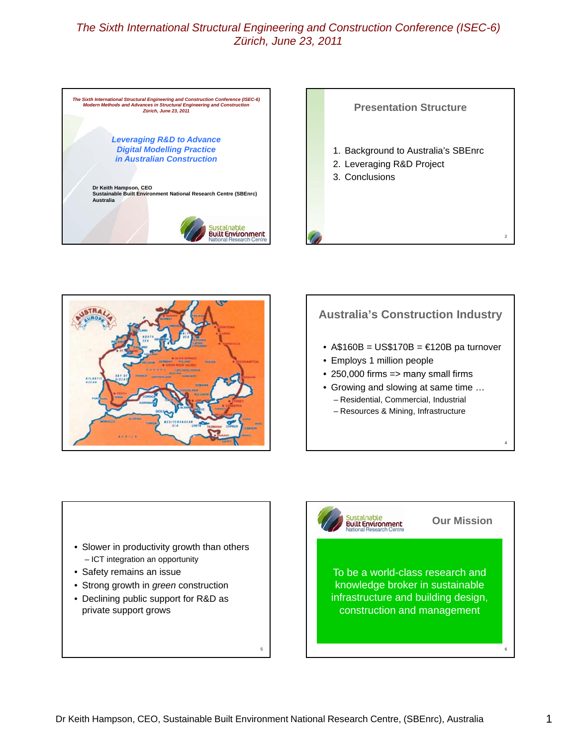# The Sixth International Structural Engineering and Construction Conference (ISEC-6)
## Zürich, June 23, 2011

---

*The Sixth International Structural Engineering and Construction Conference (ISEC-6)*
*Modern Methods and Advances in Structural Engineering and Construction*
*Zürich, June 23, 2011*

### *Leveraging R&D to Advance Digital Modelling Practice in Australian Construction*

**Dr Keith Hampson, CEO**
**Sustainable Built Environment National Research Centre (SBEnrc)**
**Australia**

Sustainable Built Environment National Research Centre

---

## Presentation Structure

1. Background to Australia's SBEnrc
2. Leveraging R&D Project
3. Conclusions

---

AUSTRALIA EUROPE

---

## Australia's Construction Industry

- A$160B = US$170B = €120B pa turnover
- Employs 1 million people
- 250,000 firms => many small firms
- Growing and slowing at same time …
  - Residential, Commercial, Industrial
  - Resources & Mining, Infrastructure

---

- Slower in productivity growth than others
  - ICT integration an opportunity
- Safety remains an issue
- Strong growth in *green* construction
- Declining public support for R&D as private support grows

---

Sustainable Built Environment National Research Centre

## Our Mission

To be a world-class research and knowledge broker in sustainable infrastructure and building design, construction and management

---

Dr Keith Hampson, CEO, Sustainable Built Environment National Research Centre, (SBEnrc), Australia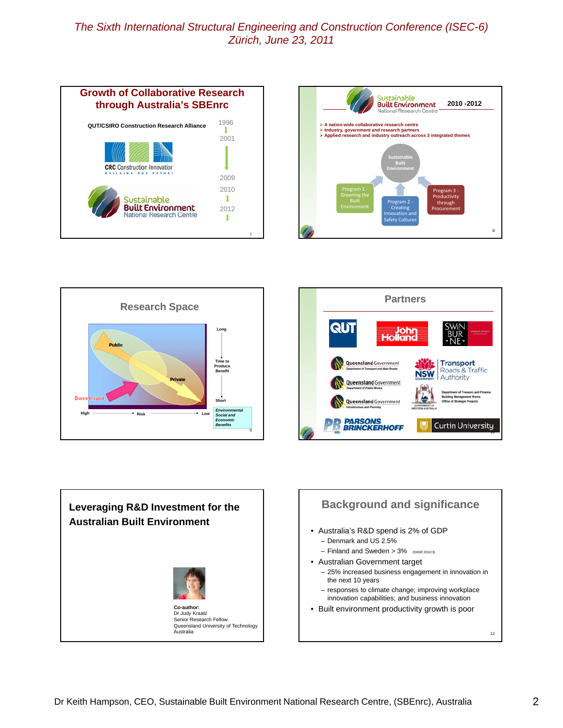## Growth of Collaborative Research through Australia's SBEnrc

QUT/CSIRO Construction Research Alliance

1996 – 2001

CRC Construction Innovation — BUILDING OUR FUTURE

2001 – 2009

Sustainable Built Environment National Research Centre

2010 – 2012

---

## Sustainable Built Environment National Research Centre 2010 -2012

- A nation-wide collaborative research centre
- Industry, government and research partners
- Applied research and industry outreach across 3 integrated themes

Sustainable Built Environment

- Program 1 - Greening the Built Environment
- Program 2 - Creating Innovation and Safety Cultures
- Program 3 - Productivity through Procurement

---

## Research Space

Public

Private

Sweet spot

Risk: High → Low

Time to Produce Benefit: Long → Short

*Environmental Social and Economic Benefits*

---

## Partners

QUT

John Holland

Swinburne University of Technology

Queensland Government — Department of Transport and Main Roads

NSW Government — Transport Roads & Traffic Authority

Queensland Government — Department of Public Works

Government of Western Australia — Department of Treasury and Finance, Building Management Works, Office of Strategic Projects

Queensland Government — Infrastructure and Planning

Parsons Brinckerhoff

Curtin University

---

## Leveraging R&D Investment for the Australian Built Environment

Co-author:
Dr Judy Kraatz
Senior Research Fellow
Queensland University of Technology
Australia

---

## Background and significance

- Australia's R&D spend is 2% of GDP
  - Denmark and US 2.5%
  - Finland and Sweden > 3% (DIISR 2010:3)
- Australian Government target
  - 25% increased business engagement in innovation in the next 10 years
  - responses to climate change; improving workplace innovation capabilities; and business innovation
- Built environment productivity growth is poor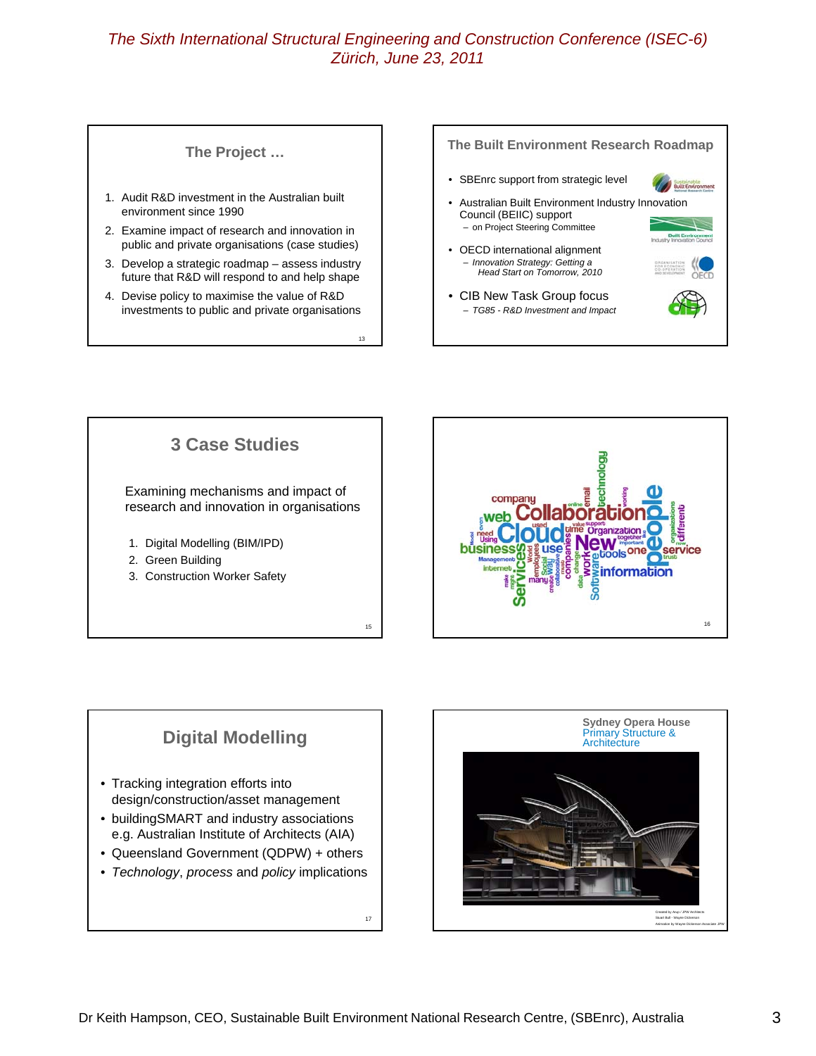## The Project …

1. Audit R&D investment in the Australian built environment since 1990
2. Examine impact of research and innovation in public and private organisations (case studies)
3. Develop a strategic roadmap – assess industry future that R&D will respond to and help shape
4. Devise policy to maximise the value of R&D investments to public and private organisations

## The Built Environment Research Roadmap

- SBEnrc support from strategic level
- Australian Built Environment Industry Innovation Council (BEIIC) support
  - on Project Steering Committee
- OECD international alignment
  - *Innovation Strategy: Getting a Head Start on Tomorrow, 2010*
- CIB New Task Group focus
  - *TG85 - R&D Investment and Impact*

## 3 Case Studies

Examining mechanisms and impact of research and innovation in organisations

1. Digital Modelling (BIM/IPD)
2. Green Building
3. Construction Worker Safety

## Digital Modelling

- Tracking integration efforts into design/construction/asset management
- buildingSMART and industry associations e.g. Australian Institute of Architects (AIA)
- Queensland Government (QDPW) + others
- *Technology*, *process* and *policy* implications

**Sydney Opera House**
Primary Structure & Architecture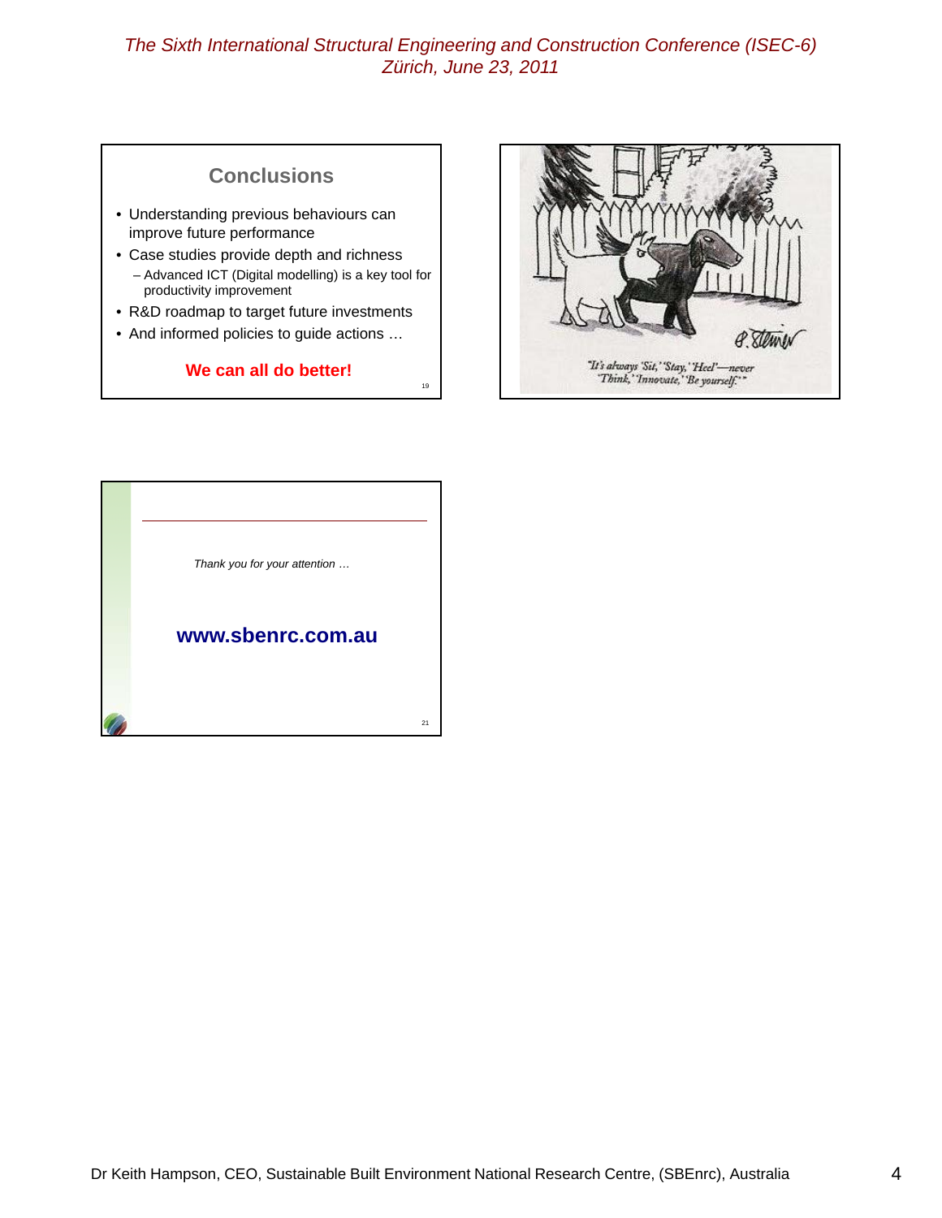## Conclusions

- Understanding previous behaviours can improve future performance
- Case studies provide depth and richness
  - Advanced ICT (Digital modelling) is a key tool for productivity improvement
- R&D roadmap to target future investments
- And informed policies to guide actions …

**We can all do better!**

"It's always 'Sit,' 'Stay,' 'Heel'—never 'Think,' 'Innovate,' 'Be yourself.'"

*Thank you for your attention …*

**www.sbenrc.com.au**